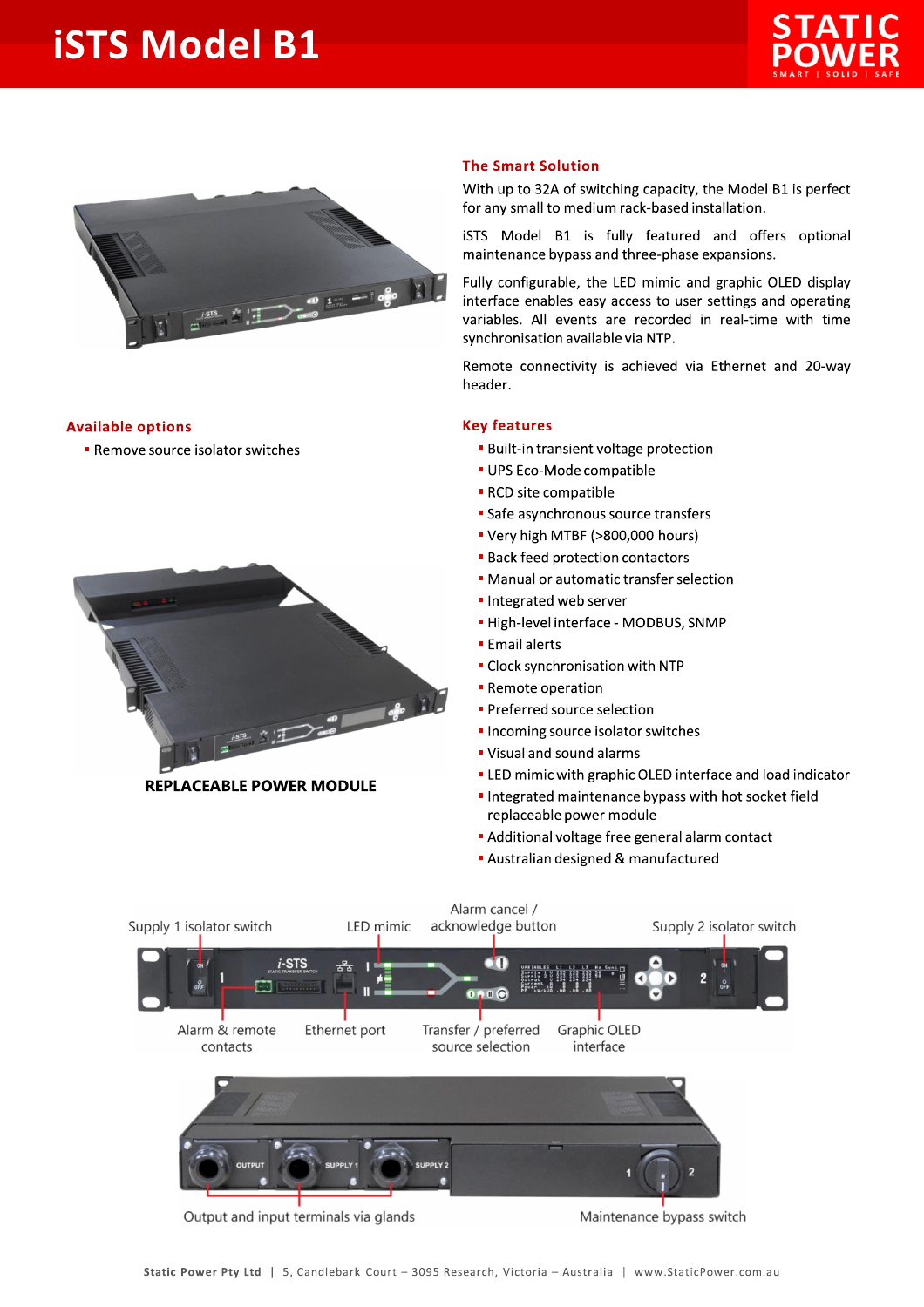# iSTS Model B1

STATIC POWER
SMART | SOLID | SAFE

## The Smart Solution

With up to 32A of switching capacity, the Model B1 is perfect for any small to medium rack-based installation.

iSTS Model B1 is fully featured and offers optional maintenance bypass and three-phase expansions.

Fully configurable, the LED mimic and graphic OLED display interface enables easy access to user settings and operating variables. All events are recorded in real-time with time synchronisation available via NTP.

Remote connectivity is achieved via Ethernet and 20-way header.

## Available options

- Remove source isolator switches

REPLACEABLE POWER MODULE

## Key features

- Built-in transient voltage protection
- UPS Eco-Mode compatible
- RCD site compatible
- Safe asynchronous source transfers
- Very high MTBF (>800,000 hours)
- Back feed protection contactors
- Manual or automatic transfer selection
- Integrated web server
- High-level interface - MODBUS, SNMP
- Email alerts
- Clock synchronisation with NTP
- Remote operation
- Preferred source selection
- Incoming source isolator switches
- Visual and sound alarms
- LED mimic with graphic OLED interface and load indicator
- Integrated maintenance bypass with hot socket field replaceable power module
- Additional voltage free general alarm contact
- Australian designed & manufactured

Supply 1 isolator switch | LED mimic | Alarm cancel / acknowledge button | Supply 2 isolator switch

Alarm & remote contacts | Ethernet port | Transfer / preferred source selection | Graphic OLED interface

Output and input terminals via glands | Maintenance bypass switch

Static Power Pty Ltd | 5, Candlebark Court – 3095 Research, Victoria – Australia | www.StaticPower.com.au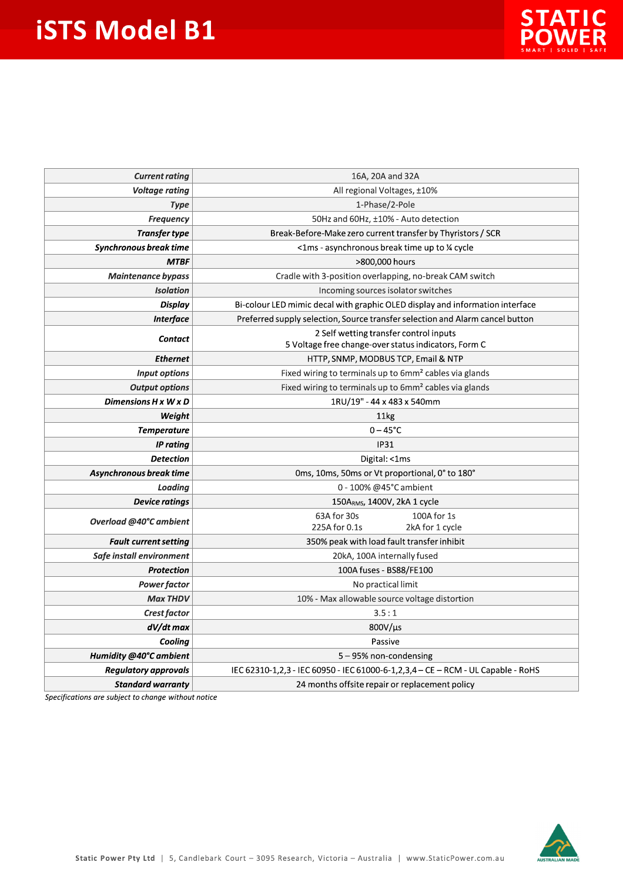# iSTS Model B1

| | |
|---|---|
| ***Current rating*** | 16A, 20A and 32A |
| ***Voltage rating*** | All regional Voltages, ±10% |
| ***Type*** | 1-Phase/2-Pole |
| ***Frequency*** | 50Hz and 60Hz, ±10% - Auto detection |
| ***Transfer type*** | Break-Before-Make zero current transfer by Thyristors / SCR |
| ***Synchronous break time*** | <1ms - asynchronous break time up to ¼ cycle |
| ***MTBF*** | >800,000 hours |
| ***Maintenance bypass*** | Cradle with 3-position overlapping, no-break CAM switch |
| ***Isolation*** | Incoming sources isolator switches |
| ***Display*** | Bi-colour LED mimic decal with graphic OLED display and information interface |
| ***Interface*** | Preferred supply selection, Source transfer selection and Alarm cancel button |
| ***Contact*** | 2 Self wetting transfer control inputs<br>5 Voltage free change-over status indicators, Form C |
| ***Ethernet*** | HTTP, SNMP, MODBUS TCP, Email & NTP |
| ***Input options*** | Fixed wiring to terminals up to 6mm² cables via glands |
| ***Output options*** | Fixed wiring to terminals up to 6mm² cables via glands |
| ***Dimensions H x W x D*** | 1RU/19" - 44 x 483 x 540mm |
| ***Weight*** | 11kg |
| ***Temperature*** | 0 – 45°C |
| ***IP rating*** | IP31 |
| ***Detection*** | Digital: <1ms |
| ***Asynchronous break time*** | 0ms, 10ms, 50ms or Vt proportional, 0° to 180° |
| ***Loading*** | 0 - 100% @45°C ambient |
| ***Device ratings*** | $150A_{RMS}$, 1400V, 2kA 1 cycle |
| ***Overload @40°C ambient*** | 63A for 30s; 100A for 1s<br>225A for 0.1s; 2kA for 1 cycle |
| ***Fault current setting*** | 350% peak with load fault transfer inhibit |
| ***Safe install environment*** | 20kA, 100A internally fused |
| ***Protection*** | 100A fuses - BS88/FE100 |
| ***Power factor*** | No practical limit |
| ***Max THDV*** | 10% - Max allowable source voltage distortion |
| ***Crest factor*** | 3.5 : 1 |
| ***dV/dt max*** | 800V/µs |
| ***Cooling*** | Passive |
| ***Humidity @40°C ambient*** | 5 – 95% non-condensing |
| ***Regulatory approvals*** | IEC 62310-1,2,3 - IEC 60950 - IEC 61000-6-1,2,3,4 – CE – RCM - UL Capable - RoHS |
| ***Standard warranty*** | 24 months offsite repair or replacement policy |

*Specifications are subject to change without notice*

Static Power Pty Ltd | 5, Candlebark Court – 3095 Research, Victoria – Australia | www.StaticPower.com.au